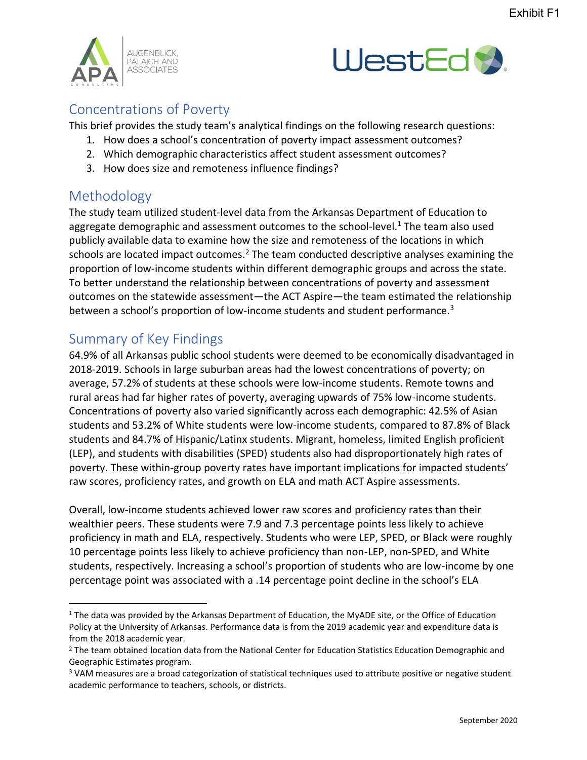Exhibit F1

AUGENBLICK, PALAICH AND ASSOCIATES

WestEd

# Concentrations of Poverty

This brief provides the study team's analytical findings on the following research questions:

1. How does a school's concentration of poverty impact assessment outcomes?
2. Which demographic characteristics affect student assessment outcomes?
3. How does size and remoteness influence findings?

## Methodology

The study team utilized student-level data from the Arkansas Department of Education to aggregate demographic and assessment outcomes to the school-level.[1] The team also used publicly available data to examine how the size and remoteness of the locations in which schools are located impact outcomes.[2] The team conducted descriptive analyses examining the proportion of low-income students within different demographic groups and across the state. To better understand the relationship between concentrations of poverty and assessment outcomes on the statewide assessment—the ACT Aspire—the team estimated the relationship between a school's proportion of low-income students and student performance.[3]

## Summary of Key Findings

64.9% of all Arkansas public school students were deemed to be economically disadvantaged in 2018-2019. Schools in large suburban areas had the lowest concentrations of poverty; on average, 57.2% of students at these schools were low-income students. Remote towns and rural areas had far higher rates of poverty, averaging upwards of 75% low-income students. Concentrations of poverty also varied significantly across each demographic: 42.5% of Asian students and 53.2% of White students were low-income students, compared to 87.8% of Black students and 84.7% of Hispanic/Latinx students. Migrant, homeless, limited English proficient (LEP), and students with disabilities (SPED) students also had disproportionately high rates of poverty. These within-group poverty rates have important implications for impacted students' raw scores, proficiency rates, and growth on ELA and math ACT Aspire assessments.

Overall, low-income students achieved lower raw scores and proficiency rates than their wealthier peers. These students were 7.9 and 7.3 percentage points less likely to achieve proficiency in math and ELA, respectively. Students who were LEP, SPED, or Black were roughly 10 percentage points less likely to achieve proficiency than non-LEP, non-SPED, and White students, respectively. Increasing a school's proportion of students who are low-income by one percentage point was associated with a .14 percentage point decline in the school's ELA

---

[1] The data was provided by the Arkansas Department of Education, the MyADE site, or the Office of Education Policy at the University of Arkansas. Performance data is from the 2019 academic year and expenditure data is from the 2018 academic year.

[2] The team obtained location data from the National Center for Education Statistics Education Demographic and Geographic Estimates program.

[3] VAM measures are a broad categorization of statistical techniques used to attribute positive or negative student academic performance to teachers, schools, or districts.

September 2020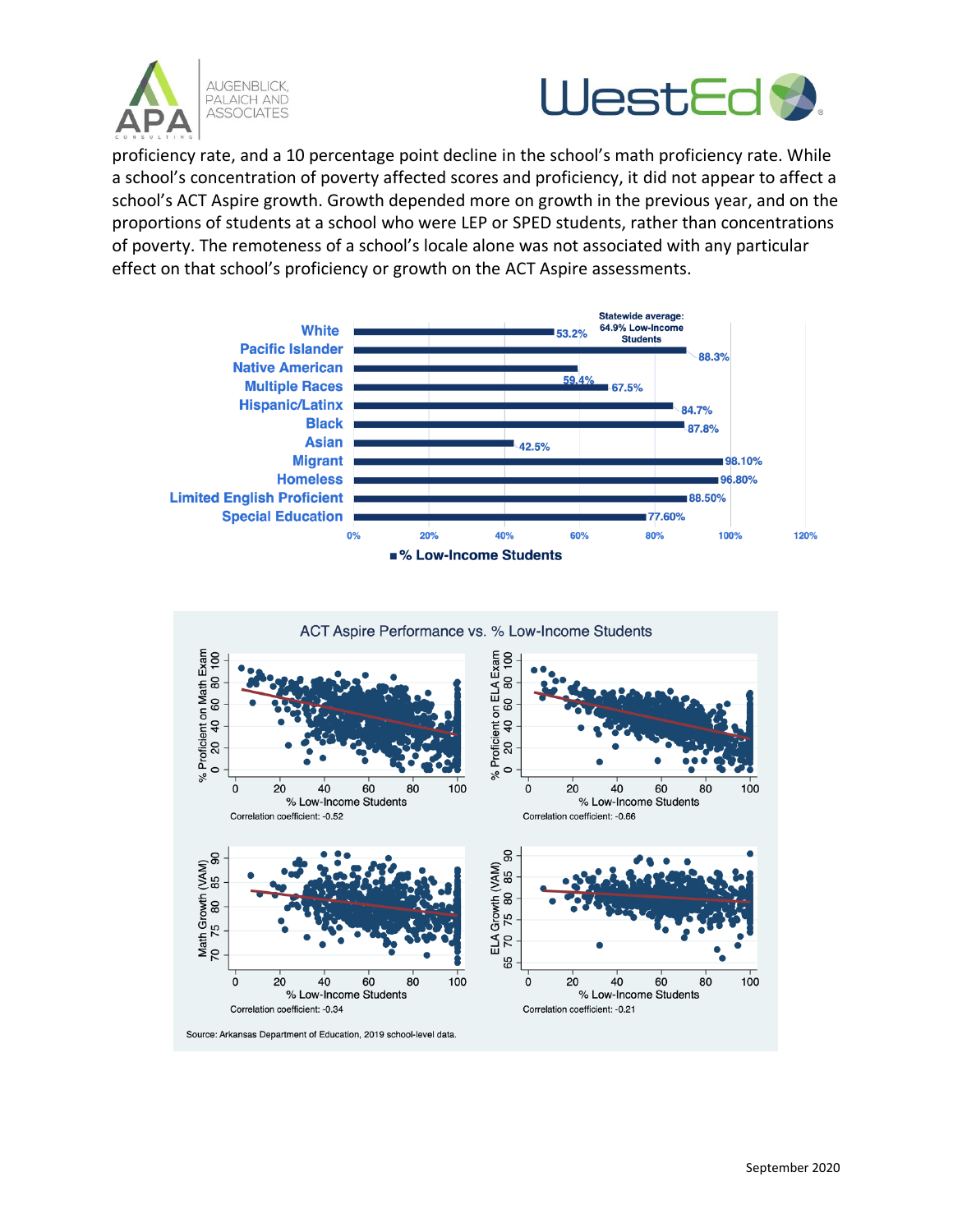proficiency rate, and a 10 percentage point decline in the school's math proficiency rate. While a school's concentration of poverty affected scores and proficiency, it did not appear to affect a school's ACT Aspire growth. Growth depended more on growth in the previous year, and on the proportions of students at a school who were LEP or SPED students, rather than concentrations of poverty. The remoteness of a school's locale alone was not associated with any particular effect on that school's proficiency or growth on the ACT Aspire assessments.

Statewide average: 64.9% Low-Income Students

White 53.2%
Pacific Islander 88.3%
Native American 59.4%
Multiple Races 67.5%
Hispanic/Latinx 84.7%
Black 87.8%
Asian 42.5%
Migrant 98.10%
Homeless 96.80%
Limited English Proficient 88.50%
Special Education 77.60%

0% 20% 40% 60% 80% 100% 120%

% Low-Income Students

ACT Aspire Performance vs. % Low-Income Students

% Proficient on Math Exam / % Low-Income Students
Correlation coefficient: -0.52

% Proficient on ELA Exam / % Low-Income Students
Correlation coefficient: -0.66

Math Growth (VAM) / % Low-Income Students
Correlation coefficient: -0.34

ELA Growth (VAM) / % Low-Income Students
Correlation coefficient: -0.21

Source: Arkansas Department of Education, 2019 school-level data.